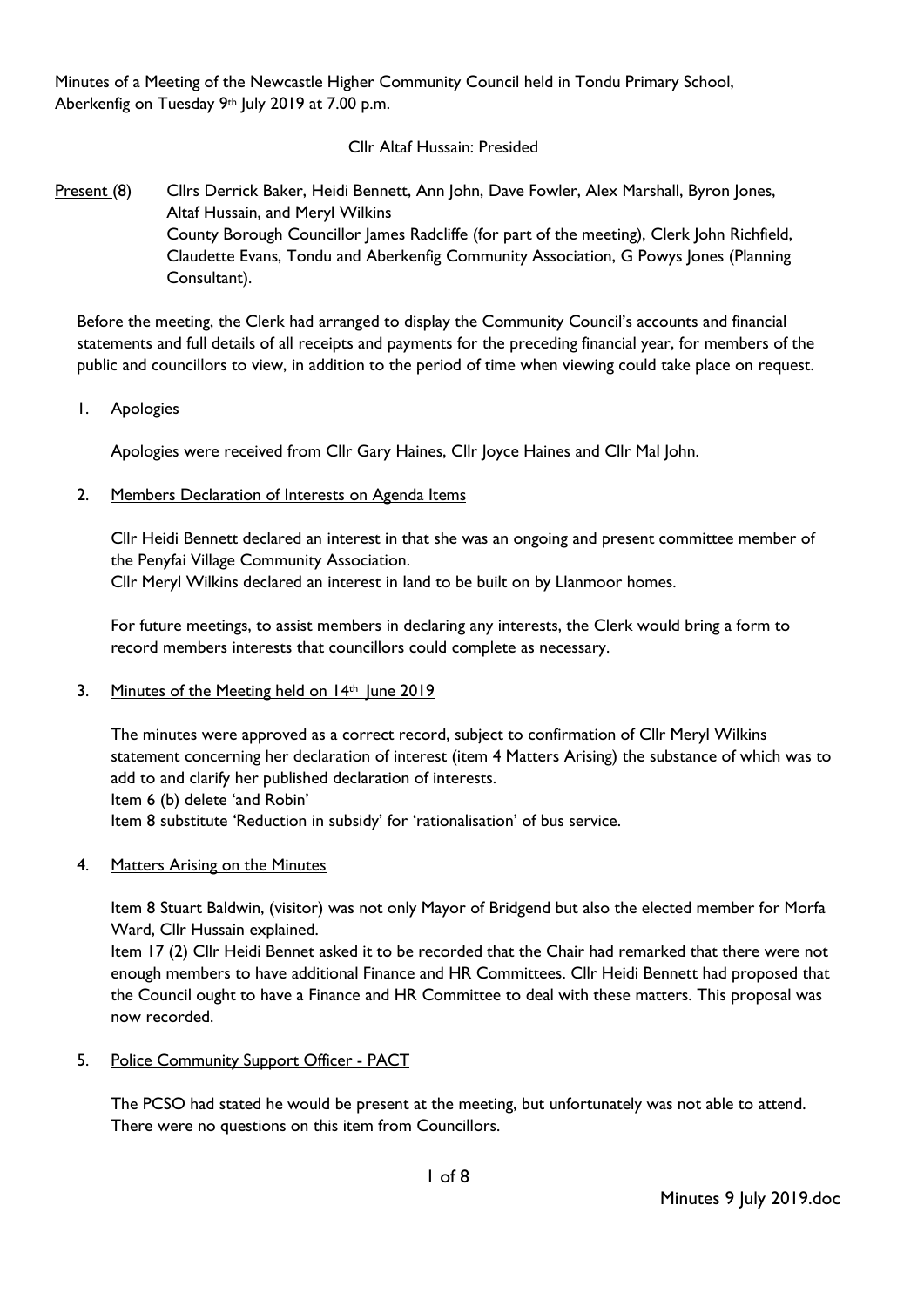Minutes of a Meeting of the Newcastle Higher Community Council held in Tondu Primary School, Aberkenfig on Tuesday 9th July 2019 at 7.00 p.m.

Cllr Altaf Hussain: Presided

Present (8) Cllrs Derrick Baker, Heidi Bennett, Ann John, Dave Fowler, Alex Marshall, Byron Jones, Altaf Hussain, and Meryl Wilkins
County Borough Councillor James Radcliffe (for part of the meeting), Clerk John Richfield, Claudette Evans, Tondu and Aberkenfig Community Association, G Powys Jones (Planning Consultant).

Before the meeting, the Clerk had arranged to display the Community Council's accounts and financial statements and full details of all receipts and payments for the preceding financial year, for members of the public and councillors to view, in addition to the period of time when viewing could take place on request.

1. Apologies

Apologies were received from Cllr Gary Haines, Cllr Joyce Haines and Cllr Mal John.

2. Members Declaration of Interests on Agenda Items

Cllr Heidi Bennett declared an interest in that she was an ongoing and present committee member of the Penyfai Village Community Association.
Cllr Meryl Wilkins declared an interest in land to be built on by Llanmoor homes.

For future meetings, to assist members in declaring any interests, the Clerk would bring a form to record members interests that councillors could complete as necessary.

3. Minutes of the Meeting held on 14th June 2019

The minutes were approved as a correct record, subject to confirmation of Cllr Meryl Wilkins statement concerning her declaration of interest (item 4 Matters Arising) the substance of which was to add to and clarify her published declaration of interests.
Item 6 (b) delete 'and Robin'
Item 8 substitute 'Reduction in subsidy' for 'rationalisation' of bus service.

4. Matters Arising on the Minutes

Item 8 Stuart Baldwin, (visitor) was not only Mayor of Bridgend but also the elected member for Morfa Ward, Cllr Hussain explained.
Item 17 (2) Cllr Heidi Bennet asked it to be recorded that the Chair had remarked that there were not enough members to have additional Finance and HR Committees. Cllr Heidi Bennett had proposed that the Council ought to have a Finance and HR Committee to deal with these matters. This proposal was now recorded.

5. Police Community Support Officer - PACT

The PCSO had stated he would be present at the meeting, but unfortunately was not able to attend. There were no questions on this item from Councillors.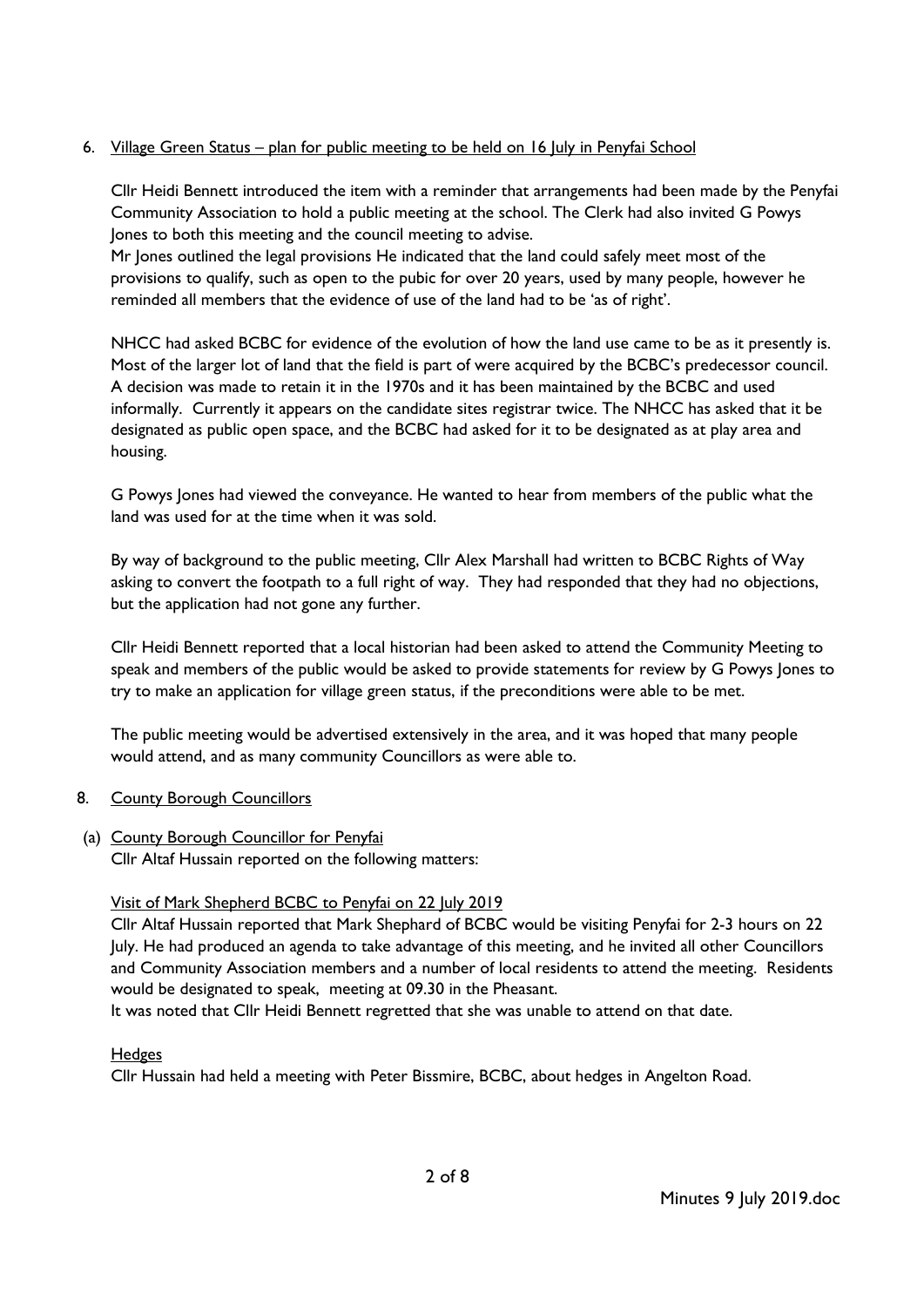6. Village Green Status – plan for public meeting to be held on 16 July in Penyfai School

Cllr Heidi Bennett introduced the item with a reminder that arrangements had been made by the Penyfai Community Association to hold a public meeting at the school. The Clerk had also invited G Powys Jones to both this meeting and the council meeting to advise.
Mr Jones outlined the legal provisions He indicated that the land could safely meet most of the provisions to qualify, such as open to the pubic for over 20 years, used by many people, however he reminded all members that the evidence of use of the land had to be 'as of right'.

NHCC had asked BCBC for evidence of the evolution of how the land use came to be as it presently is. Most of the larger lot of land that the field is part of were acquired by the BCBC's predecessor council. A decision was made to retain it in the 1970s and it has been maintained by the BCBC and used informally. Currently it appears on the candidate sites registrar twice. The NHCC has asked that it be designated as public open space, and the BCBC had asked for it to be designated as at play area and housing.

G Powys Jones had viewed the conveyance. He wanted to hear from members of the public what the land was used for at the time when it was sold.

By way of background to the public meeting, Cllr Alex Marshall had written to BCBC Rights of Way asking to convert the footpath to a full right of way. They had responded that they had no objections, but the application had not gone any further.

Cllr Heidi Bennett reported that a local historian had been asked to attend the Community Meeting to speak and members of the public would be asked to provide statements for review by G Powys Jones to try to make an application for village green status, if the preconditions were able to be met.

The public meeting would be advertised extensively in the area, and it was hoped that many people would attend, and as many community Councillors as were able to.

8. County Borough Councillors

(a) County Borough Councillor for Penyfai
Cllr Altaf Hussain reported on the following matters:

Visit of Mark Shepherd BCBC to Penyfai on 22 July 2019

Cllr Altaf Hussain reported that Mark Shephard of BCBC would be visiting Penyfai for 2-3 hours on 22 July. He had produced an agenda to take advantage of this meeting, and he invited all other Councillors and Community Association members and a number of local residents to attend the meeting. Residents would be designated to speak, meeting at 09.30 in the Pheasant.
It was noted that Cllr Heidi Bennett regretted that she was unable to attend on that date.

Hedges

Cllr Hussain had held a meeting with Peter Bissmire, BCBC, about hedges in Angelton Road.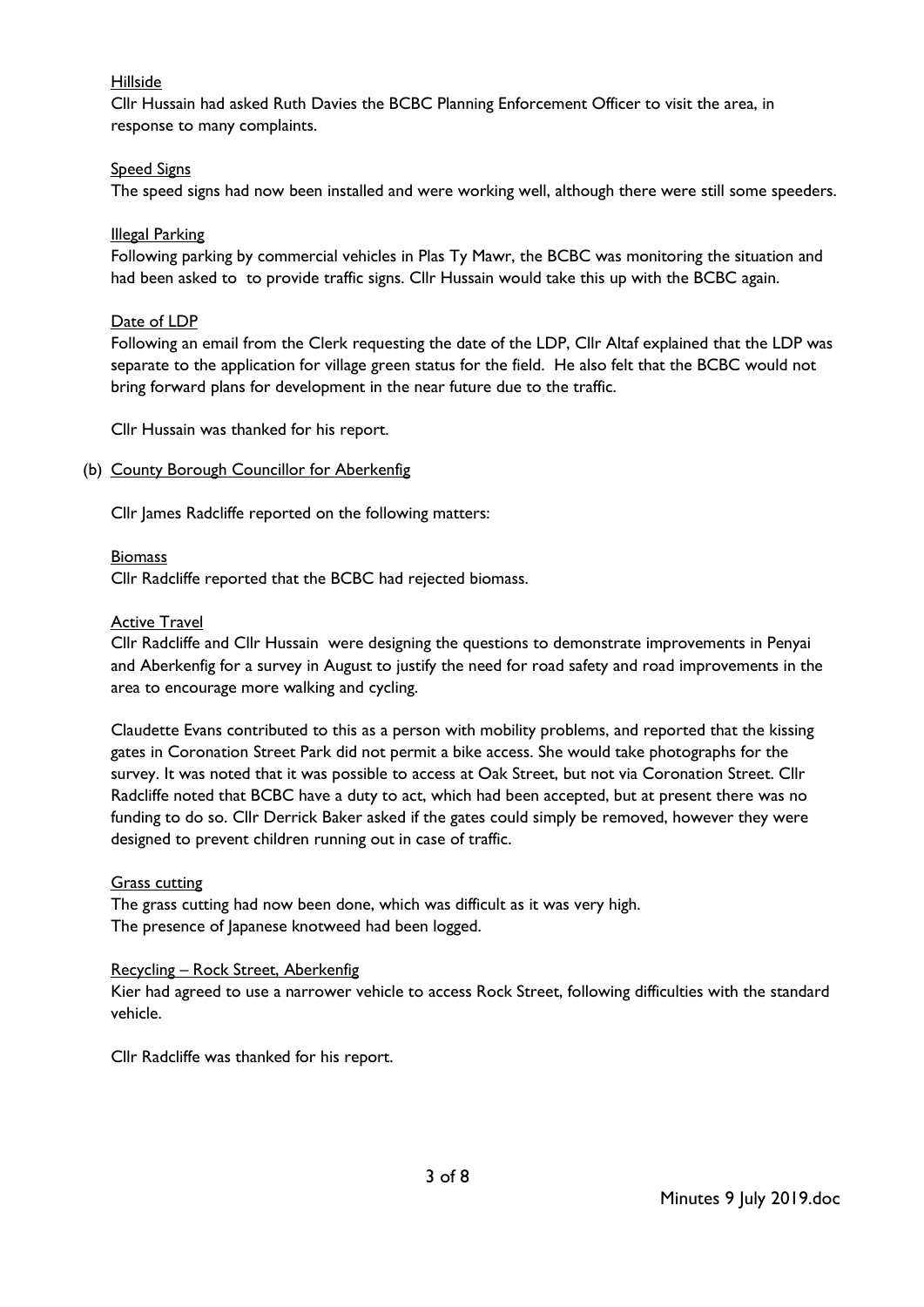Hillside

Cllr Hussain had asked Ruth Davies the BCBC Planning Enforcement Officer to visit the area, in response to many complaints.

Speed Signs

The speed signs had now been installed and were working well, although there were still some speeders.

Illegal Parking

Following parking by commercial vehicles in Plas Ty Mawr, the BCBC was monitoring the situation and had been asked to  to provide traffic signs. Cllr Hussain would take this up with the BCBC again.

Date of LDP

Following an email from the Clerk requesting the date of the LDP, Cllr Altaf explained that the LDP was separate to the application for village green status for the field.  He also felt that the BCBC would not bring forward plans for development in the near future due to the traffic.

Cllr Hussain was thanked for his report.

(b) County Borough Councillor for Aberkenfig

Cllr James Radcliffe reported on the following matters:

Biomass

Cllr Radcliffe reported that the BCBC had rejected biomass.

Active Travel

Cllr Radcliffe and Cllr Hussain  were designing the questions to demonstrate improvements in Penyai and Aberkenfig for a survey in August to justify the need for road safety and road improvements in the area to encourage more walking and cycling.

Claudette Evans contributed to this as a person with mobility problems, and reported that the kissing gates in Coronation Street Park did not permit a bike access. She would take photographs for the survey. It was noted that it was possible to access at Oak Street, but not via Coronation Street. Cllr Radcliffe noted that BCBC have a duty to act, which had been accepted, but at present there was no funding to do so. Cllr Derrick Baker asked if the gates could simply be removed, however they were designed to prevent children running out in case of traffic.

Grass cutting

The grass cutting had now been done, which was difficult as it was very high.
The presence of Japanese knotweed had been logged.

Recycling – Rock Street, Aberkenfig

Kier had agreed to use a narrower vehicle to access Rock Street, following difficulties with the standard vehicle.

Cllr Radcliffe was thanked for his report.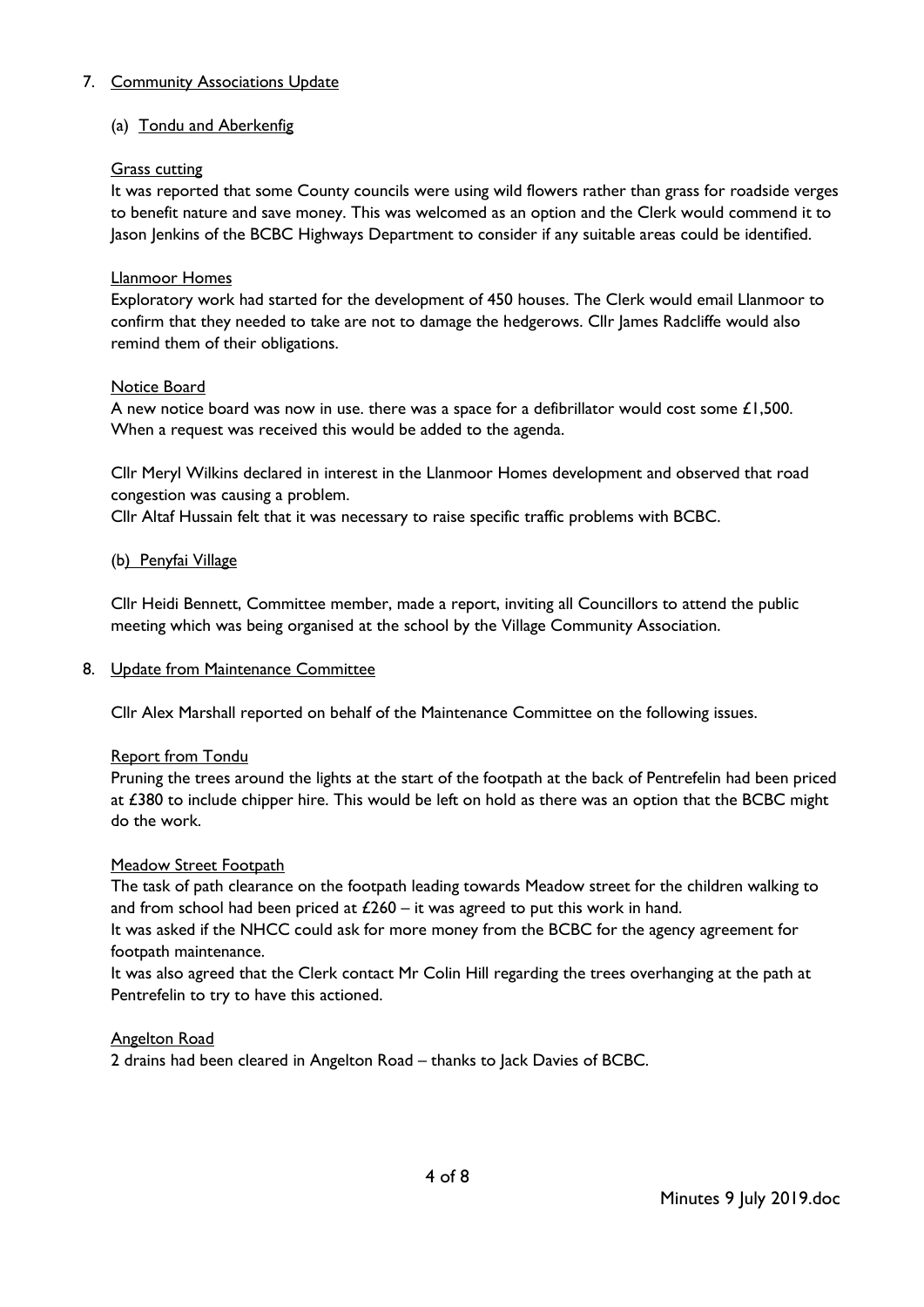7. Community Associations Update

(a) Tondu and Aberkenfig

Grass cutting

It was reported that some County councils were using wild flowers rather than grass for roadside verges to benefit nature and save money. This was welcomed as an option and the Clerk would commend it to Jason Jenkins of the BCBC Highways Department to consider if any suitable areas could be identified.

Llanmoor Homes

Exploratory work had started for the development of 450 houses. The Clerk would email Llanmoor to confirm that they needed to take are not to damage the hedgerows. Cllr James Radcliffe would also remind them of their obligations.

Notice Board

A new notice board was now in use. there was a space for a defibrillator would cost some £1,500. When a request was received this would be added to the agenda.

Cllr Meryl Wilkins declared in interest in the Llanmoor Homes development and observed that road congestion was causing a problem.

Cllr Altaf Hussain felt that it was necessary to raise specific traffic problems with BCBC.

(b) Penyfai Village

Cllr Heidi Bennett, Committee member, made a report, inviting all Councillors to attend the public meeting which was being organised at the school by the Village Community Association.

8. Update from Maintenance Committee

Cllr Alex Marshall reported on behalf of the Maintenance Committee on the following issues.

Report from Tondu

Pruning the trees around the lights at the start of the footpath at the back of Pentrefelin had been priced at £380 to include chipper hire. This would be left on hold as there was an option that the BCBC might do the work.

Meadow Street Footpath

The task of path clearance on the footpath leading towards Meadow street for the children walking to and from school had been priced at £260 – it was agreed to put this work in hand.

It was asked if the NHCC could ask for more money from the BCBC for the agency agreement for footpath maintenance.

It was also agreed that the Clerk contact Mr Colin Hill regarding the trees overhanging at the path at Pentrefelin to try to have this actioned.

Angelton Road

2 drains had been cleared in Angelton Road – thanks to Jack Davies of BCBC.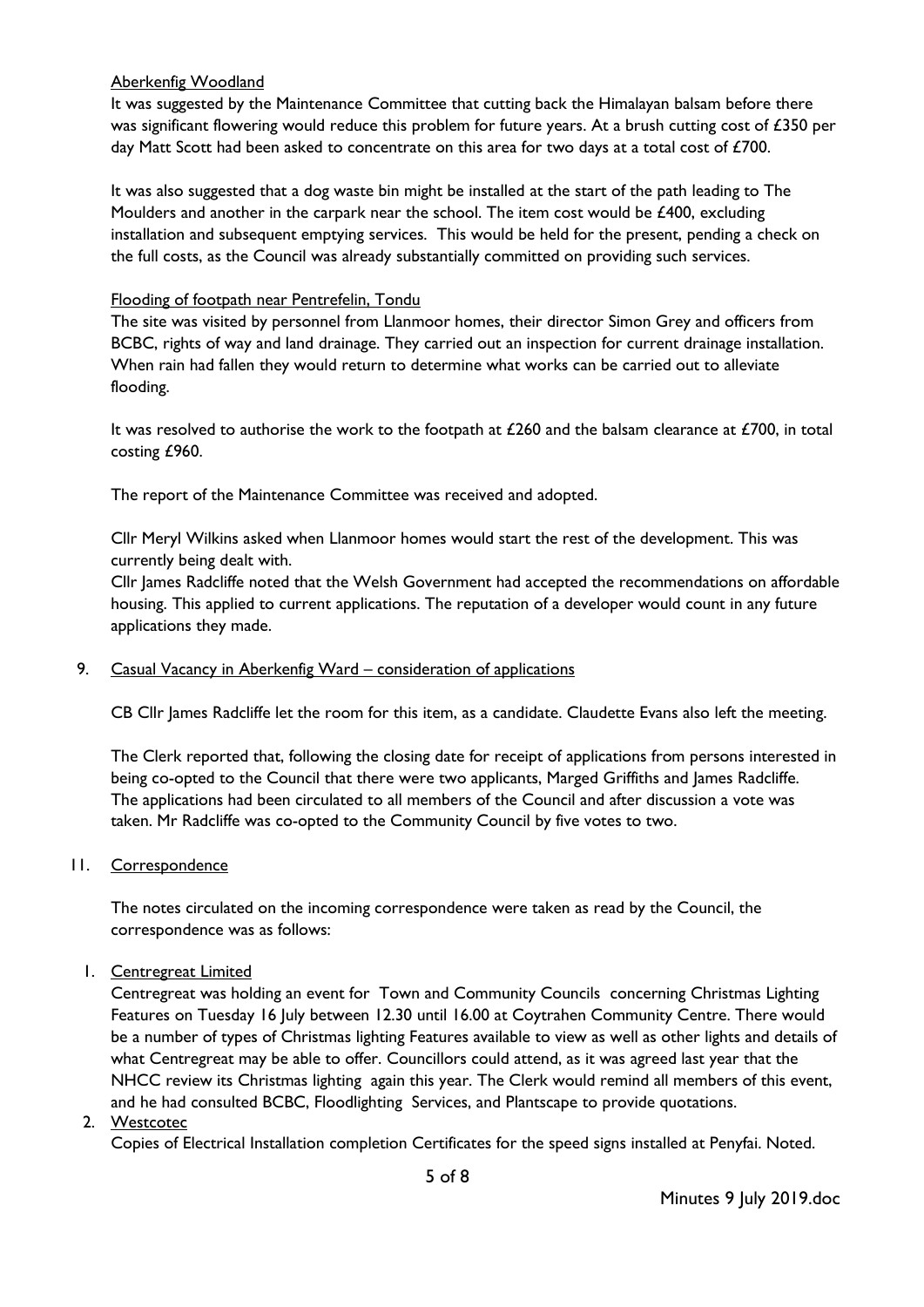Aberkenfig Woodland

It was suggested by the Maintenance Committee that cutting back the Himalayan balsam before there was significant flowering would reduce this problem for future years. At a brush cutting cost of £350 per day Matt Scott had been asked to concentrate on this area for two days at a total cost of £700.

It was also suggested that a dog waste bin might be installed at the start of the path leading to The Moulders and another in the carpark near the school. The item cost would be £400, excluding installation and subsequent emptying services. This would be held for the present, pending a check on the full costs, as the Council was already substantially committed on providing such services.

Flooding of footpath near Pentrefelin, Tondu

The site was visited by personnel from Llanmoor homes, their director Simon Grey and officers from BCBC, rights of way and land drainage. They carried out an inspection for current drainage installation. When rain had fallen they would return to determine what works can be carried out to alleviate flooding.

It was resolved to authorise the work to the footpath at £260 and the balsam clearance at £700, in total costing £960.

The report of the Maintenance Committee was received and adopted.

Cllr Meryl Wilkins asked when Llanmoor homes would start the rest of the development. This was currently being dealt with.

Cllr James Radcliffe noted that the Welsh Government had accepted the recommendations on affordable housing. This applied to current applications. The reputation of a developer would count in any future applications they made.

9. Casual Vacancy in Aberkenfig Ward – consideration of applications

CB Cllr James Radcliffe let the room for this item, as a candidate. Claudette Evans also left the meeting.

The Clerk reported that, following the closing date for receipt of applications from persons interested in being co-opted to the Council that there were two applicants, Marged Griffiths and James Radcliffe. The applications had been circulated to all members of the Council and after discussion a vote was taken. Mr Radcliffe was co-opted to the Community Council by five votes to two.

11. Correspondence

The notes circulated on the incoming correspondence were taken as read by the Council, the correspondence was as follows:

1. Centregreat Limited

Centregreat was holding an event for Town and Community Councils concerning Christmas Lighting Features on Tuesday 16 July between 12.30 until 16.00 at Coytrahen Community Centre. There would be a number of types of Christmas lighting Features available to view as well as other lights and details of what Centregreat may be able to offer. Councillors could attend, as it was agreed last year that the NHCC review its Christmas lighting again this year. The Clerk would remind all members of this event, and he had consulted BCBC, Floodlighting Services, and Plantscape to provide quotations.

2. Westcotec

Copies of Electrical Installation completion Certificates for the speed signs installed at Penyfai. Noted.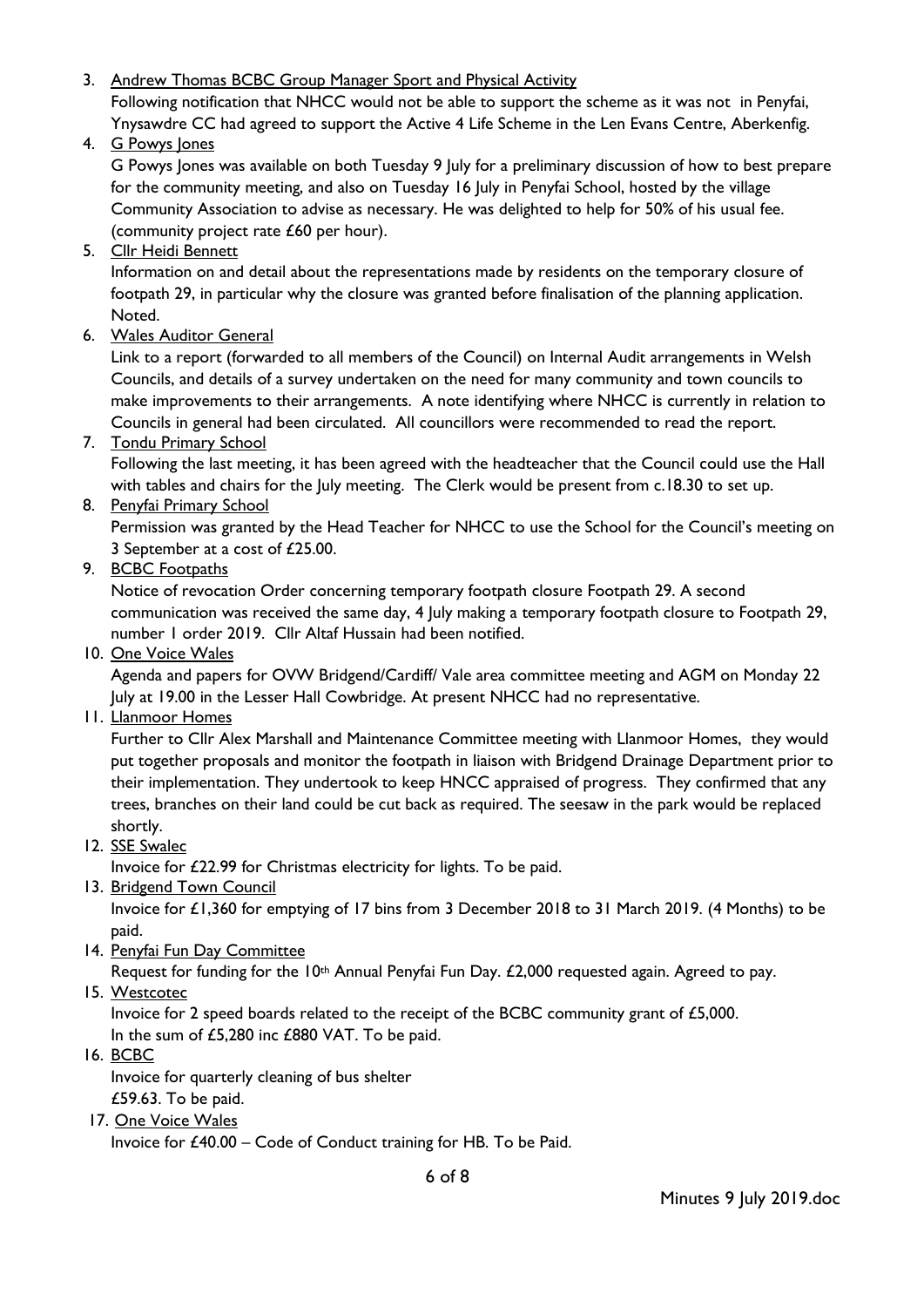3. Andrew Thomas BCBC Group Manager Sport and Physical Activity
   Following notification that NHCC would not be able to support the scheme as it was not in Penyfai, Ynysawdre CC had agreed to support the Active 4 Life Scheme in the Len Evans Centre, Aberkenfig.
4. G Powys Jones
   G Powys Jones was available on both Tuesday 9 July for a preliminary discussion of how to best prepare for the community meeting, and also on Tuesday 16 July in Penyfai School, hosted by the village Community Association to advise as necessary. He was delighted to help for 50% of his usual fee. (community project rate £60 per hour).
5. Cllr Heidi Bennett
   Information on and detail about the representations made by residents on the temporary closure of footpath 29, in particular why the closure was granted before finalisation of the planning application. Noted.
6. Wales Auditor General
   Link to a report (forwarded to all members of the Council) on Internal Audit arrangements in Welsh Councils, and details of a survey undertaken on the need for many community and town councils to make improvements to their arrangements. A note identifying where NHCC is currently in relation to Councils in general had been circulated. All councillors were recommended to read the report.
7. Tondu Primary School
   Following the last meeting, it has been agreed with the headteacher that the Council could use the Hall with tables and chairs for the July meeting. The Clerk would be present from c.18.30 to set up.
8. Penyfai Primary School
   Permission was granted by the Head Teacher for NHCC to use the School for the Council's meeting on 3 September at a cost of £25.00.
9. BCBC Footpaths
   Notice of revocation Order concerning temporary footpath closure Footpath 29. A second communication was received the same day, 4 July making a temporary footpath closure to Footpath 29, number 1 order 2019. Cllr Altaf Hussain had been notified.
10. One Voice Wales
    Agenda and papers for OVW Bridgend/Cardiff/ Vale area committee meeting and AGM on Monday 22 July at 19.00 in the Lesser Hall Cowbridge. At present NHCC had no representative.
11. Llanmoor Homes
    Further to Cllr Alex Marshall and Maintenance Committee meeting with Llanmoor Homes, they would put together proposals and monitor the footpath in liaison with Bridgend Drainage Department prior to their implementation. They undertook to keep HNCC appraised of progress. They confirmed that any trees, branches on their land could be cut back as required. The seesaw in the park would be replaced shortly.
12. SSE Swalec
    Invoice for £22.99 for Christmas electricity for lights. To be paid.
13. Bridgend Town Council
    Invoice for £1,360 for emptying of 17 bins from 3 December 2018 to 31 March 2019. (4 Months) to be paid.
14. Penyfai Fun Day Committee
    Request for funding for the 10th Annual Penyfai Fun Day. £2,000 requested again. Agreed to pay.
15. Westcotec
    Invoice for 2 speed boards related to the receipt of the BCBC community grant of £5,000. In the sum of £5,280 inc £880 VAT. To be paid.
16. BCBC
    Invoice for quarterly cleaning of bus shelter
    £59.63. To be paid.
17. One Voice Wales
    Invoice for £40.00 – Code of Conduct training for HB. To be Paid.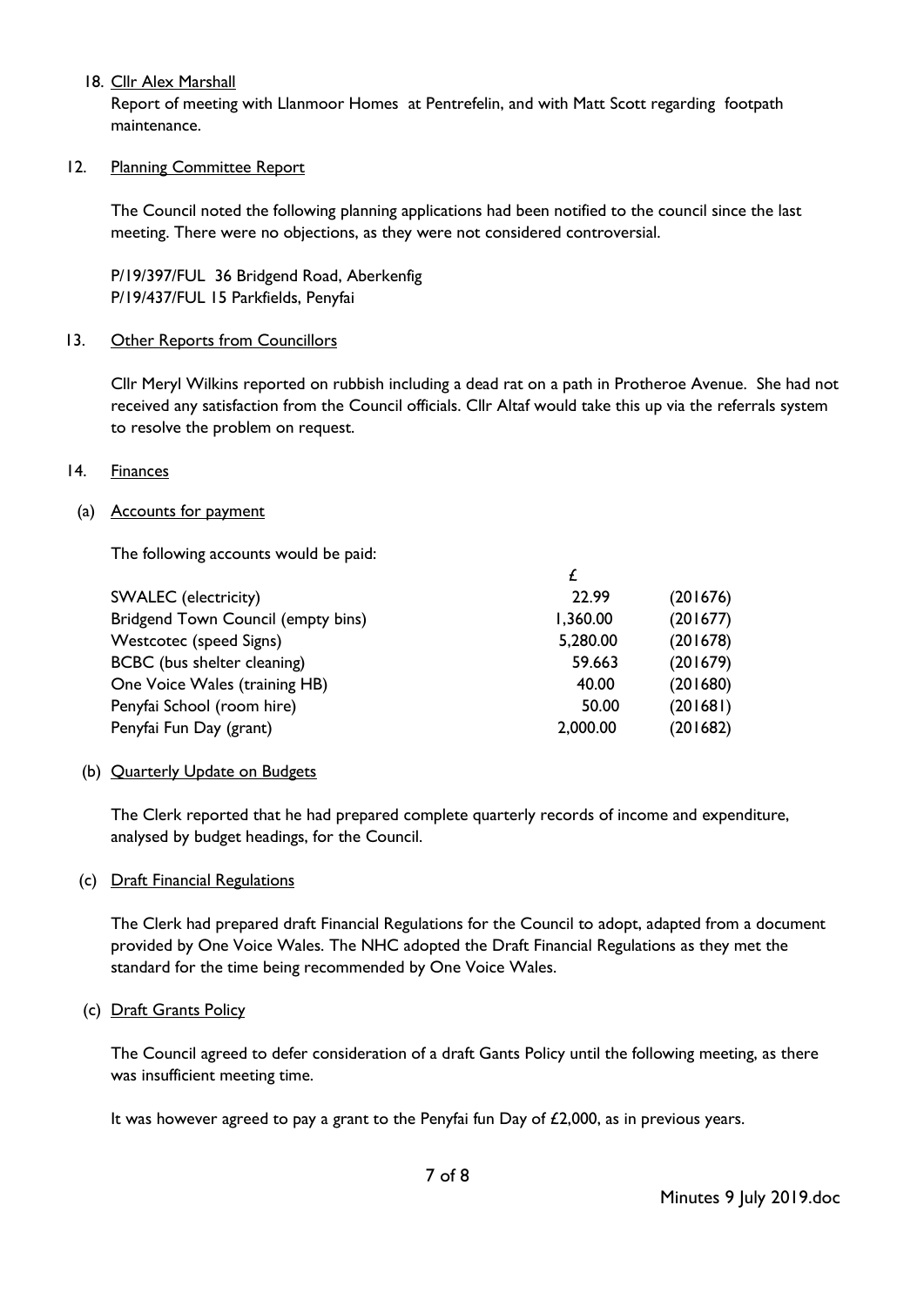18. Cllr Alex Marshall

    Report of meeting with Llanmoor Homes at Pentrefelin, and with Matt Scott regarding footpath maintenance.

12. Planning Committee Report

The Council noted the following planning applications had been notified to the council since the last meeting. There were no objections, as they were not considered controversial.

P/19/397/FUL 36 Bridgend Road, Aberkenfig
P/19/437/FUL 15 Parkfields, Penyfai

13. Other Reports from Councillors

Cllr Meryl Wilkins reported on rubbish including a dead rat on a path in Protheroe Avenue. She had not received any satisfaction from the Council officials. Cllr Altaf would take this up via the referrals system to resolve the problem on request.

14. Finances

(a) Accounts for payment

The following accounts would be paid:

| | £ | |
|---|---|---|
| SWALEC (electricity) | 22.99 | (201676) |
| Bridgend Town Council (empty bins) | 1,360.00 | (201677) |
| Westcotec (speed Signs) | 5,280.00 | (201678) |
| BCBC (bus shelter cleaning) | 59.663 | (201679) |
| One Voice Wales (training HB) | 40.00 | (201680) |
| Penyfai School (room hire) | 50.00 | (201681) |
| Penyfai Fun Day (grant) | 2,000.00 | (201682) |

(b) Quarterly Update on Budgets

The Clerk reported that he had prepared complete quarterly records of income and expenditure, analysed by budget headings, for the Council.

(c) Draft Financial Regulations

The Clerk had prepared draft Financial Regulations for the Council to adopt, adapted from a document provided by One Voice Wales. The NHC adopted the Draft Financial Regulations as they met the standard for the time being recommended by One Voice Wales.

(c) Draft Grants Policy

The Council agreed to defer consideration of a draft Gants Policy until the following meeting, as there was insufficient meeting time.

It was however agreed to pay a grant to the Penyfai fun Day of £2,000, as in previous years.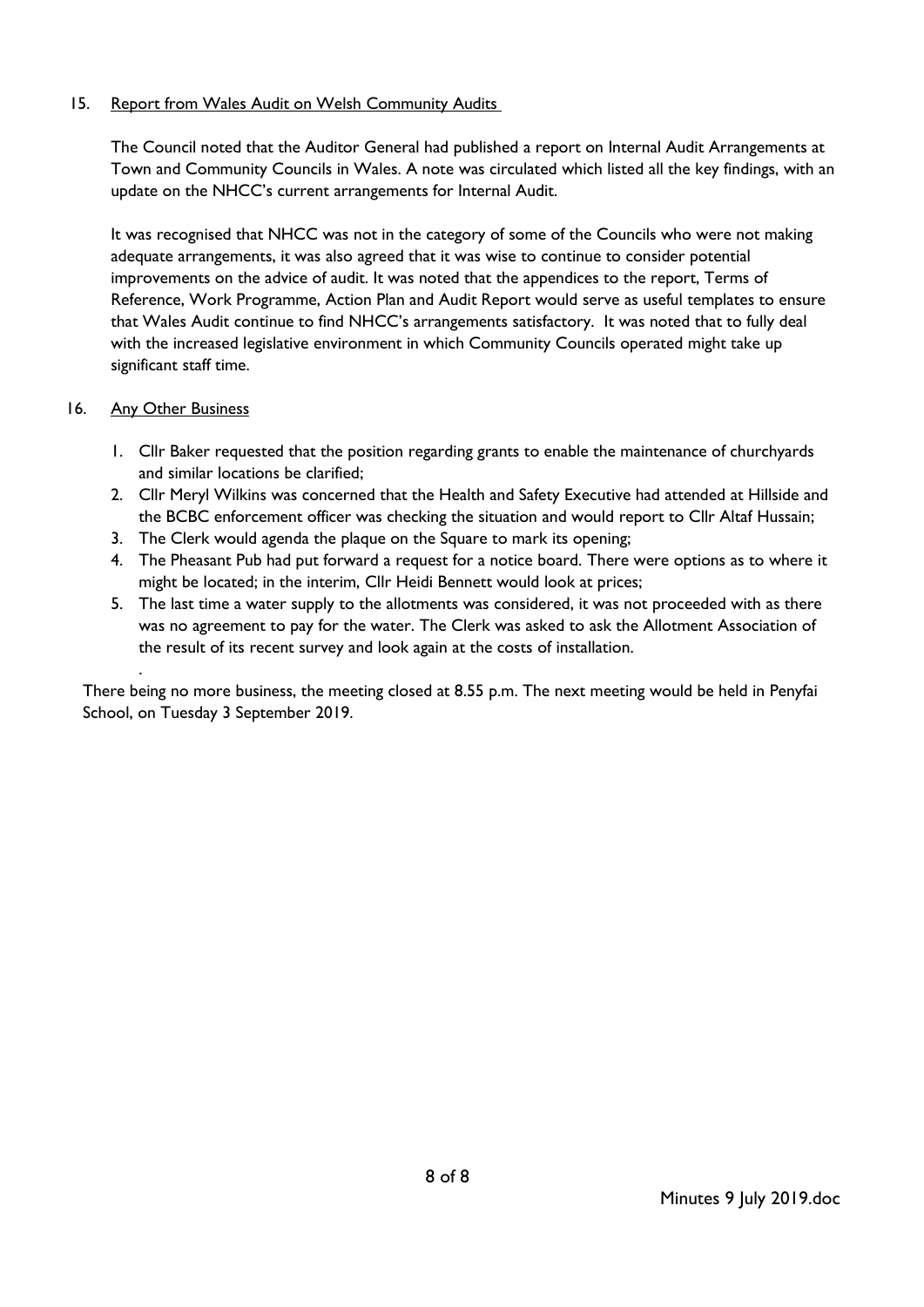15. Report from Wales Audit on Welsh Community Audits

The Council noted that the Auditor General had published a report on Internal Audit Arrangements at Town and Community Councils in Wales. A note was circulated which listed all the key findings, with an update on the NHCC's current arrangements for Internal Audit.

It was recognised that NHCC was not in the category of some of the Councils who were not making adequate arrangements, it was also agreed that it was wise to continue to consider potential improvements on the advice of audit. It was noted that the appendices to the report, Terms of Reference, Work Programme, Action Plan and Audit Report would serve as useful templates to ensure that Wales Audit continue to find NHCC's arrangements satisfactory. It was noted that to fully deal with the increased legislative environment in which Community Councils operated might take up significant staff time.

16. Any Other Business

1. Cllr Baker requested that the position regarding grants to enable the maintenance of churchyards and similar locations be clarified;
2. Cllr Meryl Wilkins was concerned that the Health and Safety Executive had attended at Hillside and the BCBC enforcement officer was checking the situation and would report to Cllr Altaf Hussain;
3. The Clerk would agenda the plaque on the Square to mark its opening;
4. The Pheasant Pub had put forward a request for a notice board. There were options as to where it might be located; in the interim, Cllr Heidi Bennett would look at prices;
5. The last time a water supply to the allotments was considered, it was not proceeded with as there was no agreement to pay for the water. The Clerk was asked to ask the Allotment Association of the result of its recent survey and look again at the costs of installation.

There being no more business, the meeting closed at 8.55 p.m. The next meeting would be held in Penyfai School, on Tuesday 3 September 2019.